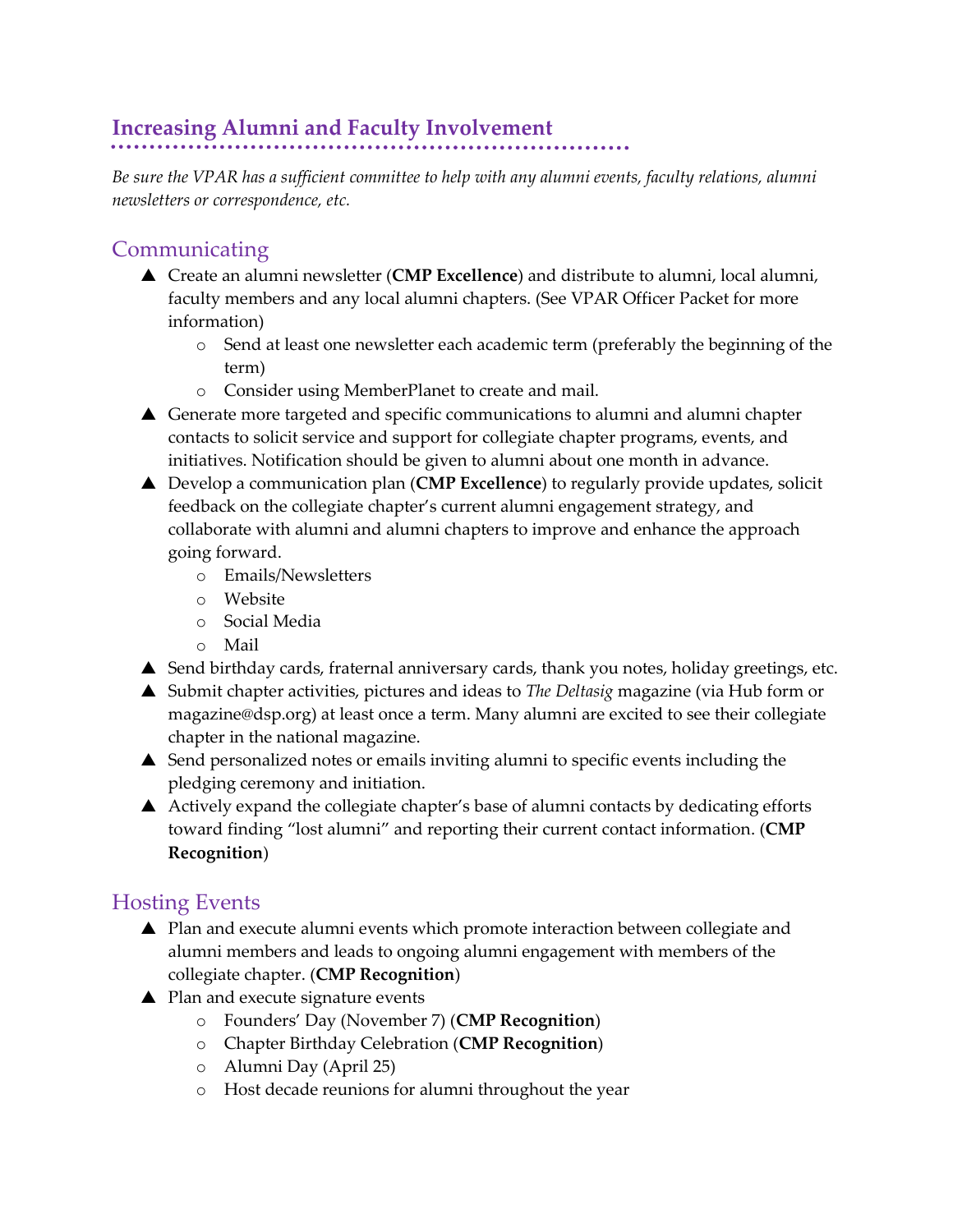## Increasing Alumni and Faculty Involvement

*Be sure the VPAR has a sufficient committee to help with any alumni events, faculty relations, alumni newsletters or correspondence, etc.*

### Communicating

- Create an alumni newsletter (**CMP Excellence**) and distribute to alumni, local alumni, faculty members and any local alumni chapters. (See VPAR Officer Packet for more information)
  - Send at least one newsletter each academic term (preferably the beginning of the term)
  - Consider using MemberPlanet to create and mail.
- Generate more targeted and specific communications to alumni and alumni chapter contacts to solicit service and support for collegiate chapter programs, events, and initiatives. Notification should be given to alumni about one month in advance.
- Develop a communication plan (**CMP Excellence**) to regularly provide updates, solicit feedback on the collegiate chapter's current alumni engagement strategy, and collaborate with alumni and alumni chapters to improve and enhance the approach going forward.
  - Emails/Newsletters
  - Website
  - Social Media
  - Mail
- Send birthday cards, fraternal anniversary cards, thank you notes, holiday greetings, etc.
- Submit chapter activities, pictures and ideas to *The Deltasig* magazine (via Hub form or magazine@dsp.org) at least once a term. Many alumni are excited to see their collegiate chapter in the national magazine.
- Send personalized notes or emails inviting alumni to specific events including the pledging ceremony and initiation.
- Actively expand the collegiate chapter's base of alumni contacts by dedicating efforts toward finding "lost alumni" and reporting their current contact information. (**CMP Recognition**)

### Hosting Events

- Plan and execute alumni events which promote interaction between collegiate and alumni members and leads to ongoing alumni engagement with members of the collegiate chapter. (**CMP Recognition**)
- Plan and execute signature events
  - Founders' Day (November 7) (**CMP Recognition**)
  - Chapter Birthday Celebration (**CMP Recognition**)
  - Alumni Day (April 25)
  - Host decade reunions for alumni throughout the year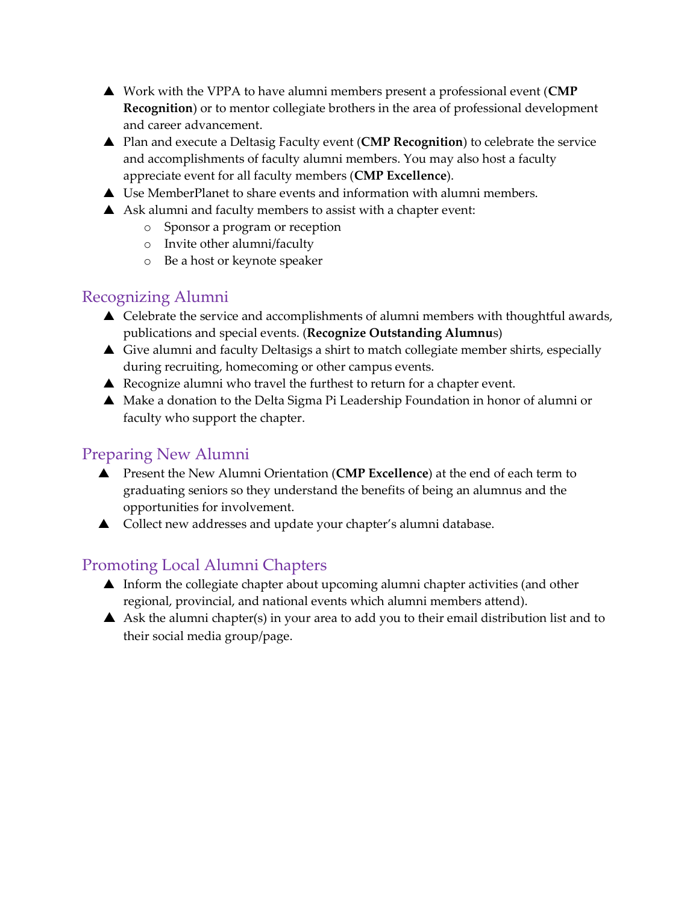- Work with the VPPA to have alumni members present a professional event (**CMP Recognition**) or to mentor collegiate brothers in the area of professional development and career advancement.
- Plan and execute a Deltasig Faculty event (**CMP Recognition**) to celebrate the service and accomplishments of faculty alumni members. You may also host a faculty appreciate event for all faculty members (**CMP Excellence**).
- Use MemberPlanet to share events and information with alumni members.
- Ask alumni and faculty members to assist with a chapter event:
  - Sponsor a program or reception
  - Invite other alumni/faculty
  - Be a host or keynote speaker

## Recognizing Alumni

- Celebrate the service and accomplishments of alumni members with thoughtful awards, publications and special events. (**Recognize Outstanding Alumnu**s)
- Give alumni and faculty Deltasigs a shirt to match collegiate member shirts, especially during recruiting, homecoming or other campus events.
- Recognize alumni who travel the furthest to return for a chapter event.
- Make a donation to the Delta Sigma Pi Leadership Foundation in honor of alumni or faculty who support the chapter.

## Preparing New Alumni

- Present the New Alumni Orientation (**CMP Excellence**) at the end of each term to graduating seniors so they understand the benefits of being an alumnus and the opportunities for involvement.
- Collect new addresses and update your chapter's alumni database.

## Promoting Local Alumni Chapters

- Inform the collegiate chapter about upcoming alumni chapter activities (and other regional, provincial, and national events which alumni members attend).
- Ask the alumni chapter(s) in your area to add you to their email distribution list and to their social media group/page.